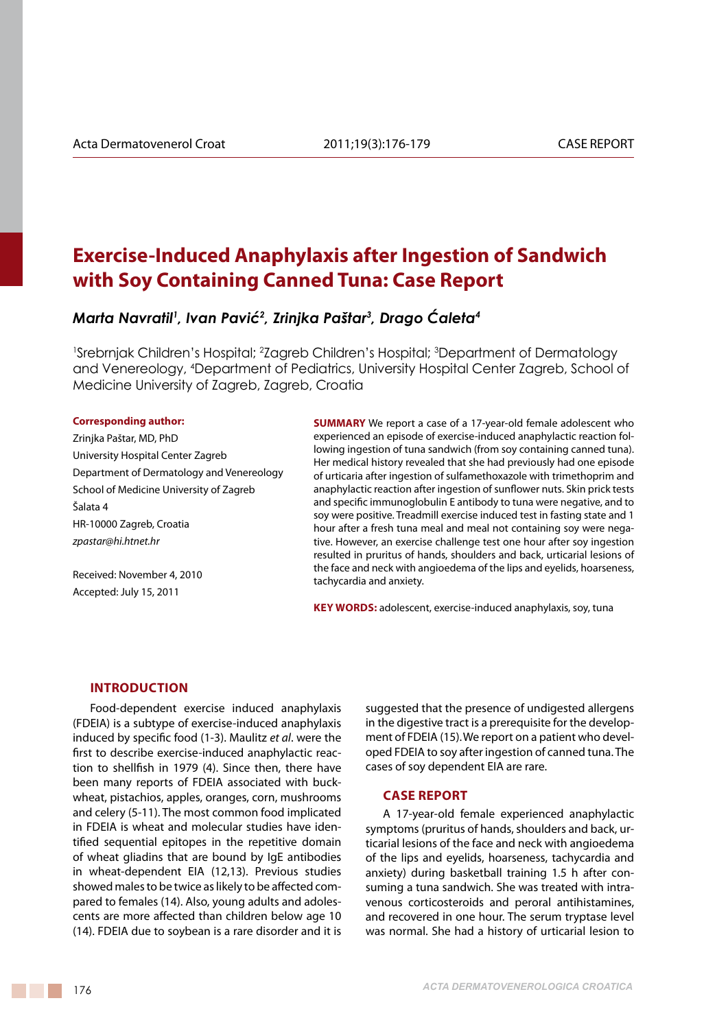# Exercise-Induced Anaphylaxis after Ingestion of Sandwich with Soy Containing Canned Tuna: Case Report

***Marta Navratil[1], Ivan Pavić[2], Zrinjka Paštar[3], Drago Ćaleta[4]***

[1]Srebrnjak Children's Hospital; [2]Zagreb Children's Hospital; [3]Department of Dermatology and Venereology, [4]Department of Pediatrics, University Hospital Center Zagreb, School of Medicine University of Zagreb, Zagreb, Croatia

**Corresponding author:**

Zrinjka Paštar, MD, PhD
University Hospital Center Zagreb
Department of Dermatology and Venereology
School of Medicine University of Zagreb
Šalata 4
HR-10000 Zagreb, Croatia
*zpastar@hi.htnet.hr*

Received: November 4, 2010
Accepted: July 15, 2011

**SUMMARY** We report a case of a 17-year-old female adolescent who experienced an episode of exercise-induced anaphylactic reaction following ingestion of tuna sandwich (from soy containing canned tuna). Her medical history revealed that she had previously had one episode of urticaria after ingestion of sulfamethoxazole with trimethoprim and anaphylactic reaction after ingestion of sunflower nuts. Skin prick tests and specific immunoglobulin E antibody to tuna were negative, and to soy were positive. Treadmill exercise induced test in fasting state and 1 hour after a fresh tuna meal and meal not containing soy were negative. However, an exercise challenge test one hour after soy ingestion resulted in pruritus of hands, shoulders and back, urticarial lesions of the face and neck with angioedema of the lips and eyelids, hoarseness, tachycardia and anxiety.

**KEY WORDS:** adolescent, exercise-induced anaphylaxis, soy, tuna

## INTRODUCTION

Food-dependent exercise induced anaphylaxis (FDEIA) is a subtype of exercise-induced anaphylaxis induced by specific food (1-3). Maulitz *et al*. were the first to describe exercise-induced anaphylactic reaction to shellfish in 1979 (4). Since then, there have been many reports of FDEIA associated with buckwheat, pistachios, apples, oranges, corn, mushrooms and celery (5-11). The most common food implicated in FDEIA is wheat and molecular studies have identified sequential epitopes in the repetitive domain of wheat gliadins that are bound by IgE antibodies in wheat-dependent EIA (12,13). Previous studies showed males to be twice as likely to be affected compared to females (14). Also, young adults and adolescents are more affected than children below age 10 (14). FDEIA due to soybean is a rare disorder and it is suggested that the presence of undigested allergens in the digestive tract is a prerequisite for the development of FDEIA (15). We report on a patient who developed FDEIA to soy after ingestion of canned tuna. The cases of soy dependent EIA are rare.

## CASE REPORT

A 17-year-old female experienced anaphylactic symptoms (pruritus of hands, shoulders and back, urticarial lesions of the face and neck with angioedema of the lips and eyelids, hoarseness, tachycardia and anxiety) during basketball training 1.5 h after consuming a tuna sandwich. She was treated with intravenous corticosteroids and peroral antihistamines, and recovered in one hour. The serum tryptase level was normal. She had a history of urticarial lesion to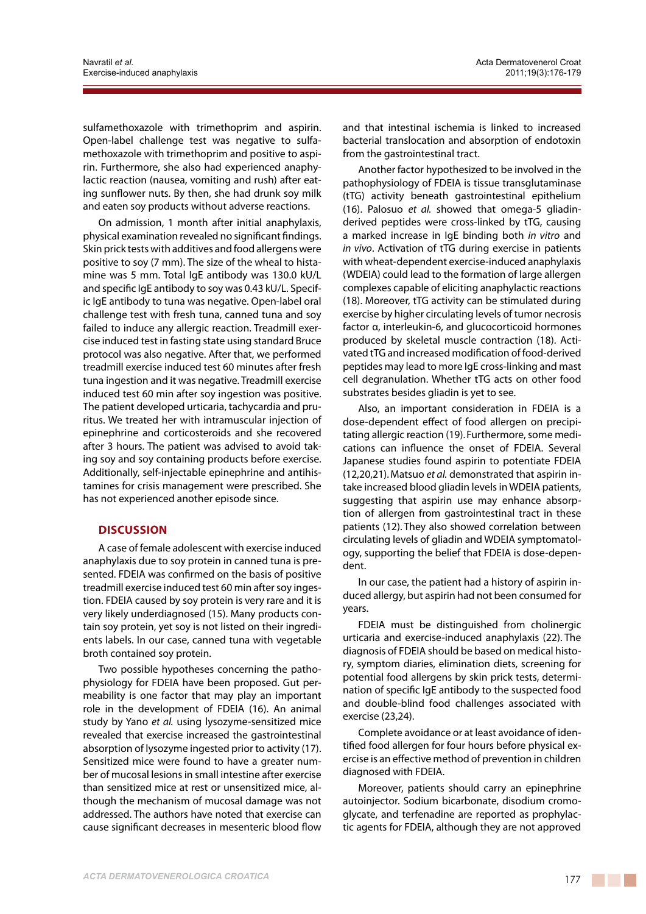sulfamethoxazole with trimethoprim and aspirin. Open-label challenge test was negative to sulfamethoxazole with trimethoprim and positive to aspirin. Furthermore, she also had experienced anaphylactic reaction (nausea, vomiting and rush) after eating sunflower nuts. By then, she had drunk soy milk and eaten soy products without adverse reactions.

On admission, 1 month after initial anaphylaxis, physical examination revealed no significant findings. Skin prick tests with additives and food allergens were positive to soy (7 mm). The size of the wheal to histamine was 5 mm. Total IgE antibody was 130.0 kU/L and specific IgE antibody to soy was 0.43 kU/L. Specific IgE antibody to tuna was negative. Open-label oral challenge test with fresh tuna, canned tuna and soy failed to induce any allergic reaction. Treadmill exercise induced test in fasting state using standard Bruce protocol was also negative. After that, we performed treadmill exercise induced test 60 minutes after fresh tuna ingestion and it was negative. Treadmill exercise induced test 60 min after soy ingestion was positive. The patient developed urticaria, tachycardia and pruritus. We treated her with intramuscular injection of epinephrine and corticosteroids and she recovered after 3 hours. The patient was advised to avoid taking soy and soy containing products before exercise. Additionally, self-injectable epinephrine and antihistamines for crisis management were prescribed. She has not experienced another episode since.

## DISCUSSION

A case of female adolescent with exercise induced anaphylaxis due to soy protein in canned tuna is presented. FDEIA was confirmed on the basis of positive treadmill exercise induced test 60 min after soy ingestion. FDEIA caused by soy protein is very rare and it is very likely underdiagnosed (15). Many products contain soy protein, yet soy is not listed on their ingredients labels. In our case, canned tuna with vegetable broth contained soy protein.

Two possible hypotheses concerning the pathophysiology for FDEIA have been proposed. Gut permeability is one factor that may play an important role in the development of FDEIA (16). An animal study by Yano *et al.* using lysozyme-sensitized mice revealed that exercise increased the gastrointestinal absorption of lysozyme ingested prior to activity (17). Sensitized mice were found to have a greater number of mucosal lesions in small intestine after exercise than sensitized mice at rest or unsensitized mice, although the mechanism of mucosal damage was not addressed. The authors have noted that exercise can cause significant decreases in mesenteric blood flow and that intestinal ischemia is linked to increased bacterial translocation and absorption of endotoxin from the gastrointestinal tract.

Another factor hypothesized to be involved in the pathophysiology of FDEIA is tissue transglutaminase (tTG) activity beneath gastrointestinal epithelium (16). Palosuo *et al.* showed that omega-5 gliadin-derived peptides were cross-linked by tTG, causing a marked increase in IgE binding both *in vitro* and *in vivo*. Activation of tTG during exercise in patients with wheat-dependent exercise-induced anaphylaxis (WDEIA) could lead to the formation of large allergen complexes capable of eliciting anaphylactic reactions (18). Moreover, tTG activity can be stimulated during exercise by higher circulating levels of tumor necrosis factor α, interleukin-6, and glucocorticoid hormones produced by skeletal muscle contraction (18). Activated tTG and increased modification of food-derived peptides may lead to more IgE cross-linking and mast cell degranulation. Whether tTG acts on other food substrates besides gliadin is yet to see.

Also, an important consideration in FDEIA is a dose-dependent effect of food allergen on precipitating allergic reaction (19). Furthermore, some medications can influence the onset of FDEIA. Several Japanese studies found aspirin to potentiate FDEIA (12,20,21). Matsuo *et al.* demonstrated that aspirin intake increased blood gliadin levels in WDEIA patients, suggesting that aspirin use may enhance absorption of allergen from gastrointestinal tract in these patients (12). They also showed correlation between circulating levels of gliadin and WDEIA symptomatology, supporting the belief that FDEIA is dose-dependent.

In our case, the patient had a history of aspirin induced allergy, but aspirin had not been consumed for years.

FDEIA must be distinguished from cholinergic urticaria and exercise-induced anaphylaxis (22). The diagnosis of FDEIA should be based on medical history, symptom diaries, elimination diets, screening for potential food allergens by skin prick tests, determination of specific IgE antibody to the suspected food and double-blind food challenges associated with exercise (23,24).

Complete avoidance or at least avoidance of identified food allergen for four hours before physical exercise is an effective method of prevention in children diagnosed with FDEIA.

Moreover, patients should carry an epinephrine autoinjector. Sodium bicarbonate, disodium cromoglycate, and terfenadine are reported as prophylactic agents for FDEIA, although they are not approved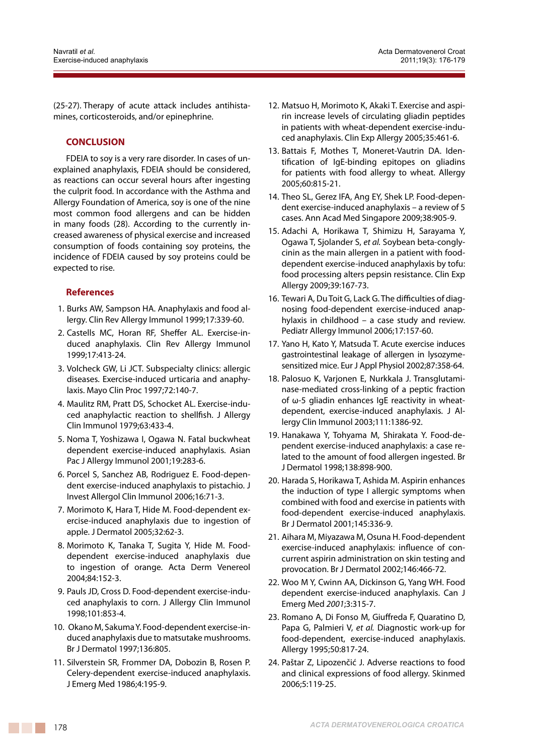(25-27). Therapy of acute attack includes antihistamines, corticosteroids, and/or epinephrine.

## CONCLUSION

FDEIA to soy is a very rare disorder. In cases of unexplained anaphylaxis, FDEIA should be considered, as reactions can occur several hours after ingesting the culprit food. In accordance with the Asthma and Allergy Foundation of America, soy is one of the nine most common food allergens and can be hidden in many foods (28). According to the currently increased awareness of physical exercise and increased consumption of foods containing soy proteins, the incidence of FDEIA caused by soy proteins could be expected to rise.

## References

1. Burks AW, Sampson HA. Anaphylaxis and food allergy. Clin Rev Allergy Immunol 1999;17:339-60.
2. Castells MC, Horan RF, Sheffer AL. Exercise-induced anaphylaxis. Clin Rev Allergy Immunol 1999;17:413-24.
3. Volcheck GW, Li JCT. Subspecialty clinics: allergic diseases. Exercise-induced urticaria and anaphylaxis. Mayo Clin Proc 1997;72:140-7.
4. Maulitz RM, Pratt DS, Schocket AL. Exercise-induced anaphylactic reaction to shellfish. J Allergy Clin Immunol 1979;63:433-4.
5. Noma T, Yoshizawa I, Ogawa N. Fatal buckwheat dependent exercise-induced anaphylaxis. Asian Pac J Allergy Immunol 2001;19:283-6.
6. Porcel S, Sanchez AB, Rodriguez E. Food-dependent exercise-induced anaphylaxis to pistachio. J Invest Allergol Clin Immunol 2006;16:71-3.
7. Morimoto K, Hara T, Hide M. Food-dependent exercise-induced anaphylaxis due to ingestion of apple. J Dermatol 2005;32:62-3.
8. Morimoto K, Tanaka T, Sugita Y, Hide M. Food-dependent exercise-induced anaphylaxis due to ingestion of orange. Acta Derm Venereol 2004;84:152-3.
9. Pauls JD, Cross D. Food-dependent exercise-induced anaphylaxis to corn. J Allergy Clin Immunol 1998;101:853-4.
10. Okano M, Sakuma Y. Food-dependent exercise-induced anaphylaxis due to matsutake mushrooms. Br J Dermatol 1997;136:805.
11. Silverstein SR, Frommer DA, Dobozin B, Rosen P. Celery-dependent exercise-induced anaphylaxis. J Emerg Med 1986;4:195-9.
12. Matsuo H, Morimoto K, Akaki T. Exercise and aspirin increase levels of circulating gliadin peptides in patients with wheat-dependent exercise-induced anaphylaxis. Clin Exp Allergy 2005;35:461-6.
13. Battais F, Mothes T, Moneret-Vautrin DA. Identification of IgE-binding epitopes on gliadins for patients with food allergy to wheat. Allergy 2005;60:815-21.
14. Theo SL, Gerez IFA, Ang EY, Shek LP. Food-dependent exercise-induced anaphylaxis – a review of 5 cases. Ann Acad Med Singapore 2009;38:905-9.
15. Adachi A, Horikawa T, Shimizu H, Sarayama Y, Ogawa T, Sjolander S, *et al.* Soybean beta-conglycinin as the main allergen in a patient with food-dependent exercise-induced anaphylaxis by tofu: food processing alters pepsin resistance. Clin Exp Allergy 2009;39:167-73.
16. Tewari A, Du Toit G, Lack G. The difficulties of diagnosing food-dependent exercise-induced anaphylaxis in childhood – a case study and review. Pediatr Allergy Immunol 2006;17:157-60.
17. Yano H, Kato Y, Matsuda T. Acute exercise induces gastrointestinal leakage of allergen in lysozyme-sensitized mice. Eur J Appl Physiol 2002;87:358-64.
18. Palosuo K, Varjonen E, Nurkkala J. Transglutaminase-mediated cross-linking of a peptic fraction of ω-5 gliadin enhances IgE reactivity in wheat-dependent, exercise-induced anaphylaxis. J Allergy Clin Immunol 2003;111:1386-92.
19. Hanakawa Y, Tohyama M, Shirakata Y. Food-dependent exercise-induced anaphylaxis: a case related to the amount of food allergen ingested. Br J Dermatol 1998;138:898-900.
20. Harada S, Horikawa T, Ashida M. Aspirin enhances the induction of type I allergic symptoms when combined with food and exercise in patients with food-dependent exercise-induced anaphylaxis. Br J Dermatol 2001;145:336-9.
21. Aihara M, Miyazawa M, Osuna H. Food-dependent exercise-induced anaphylaxis: influence of concurrent aspirin administration on skin testing and provocation. Br J Dermatol 2002;146:466-72.
22. Woo M Y, Cwinn AA, Dickinson G, Yang WH. Food dependent exercise-induced anaphylaxis. Can J Emerg Med *2001*;3:315-7.
23. Romano A, Di Fonso M, Giuffreda F, Quaratino D, Papa G, Palmieri V, *et al.* Diagnostic work-up for food-dependent, exercise-induced anaphylaxis. Allergy 1995;50:817-24.
24. Paštar Z, Lipozenčić J. Adverse reactions to food and clinical expressions of food allergy. Skinmed 2006;5:119-25.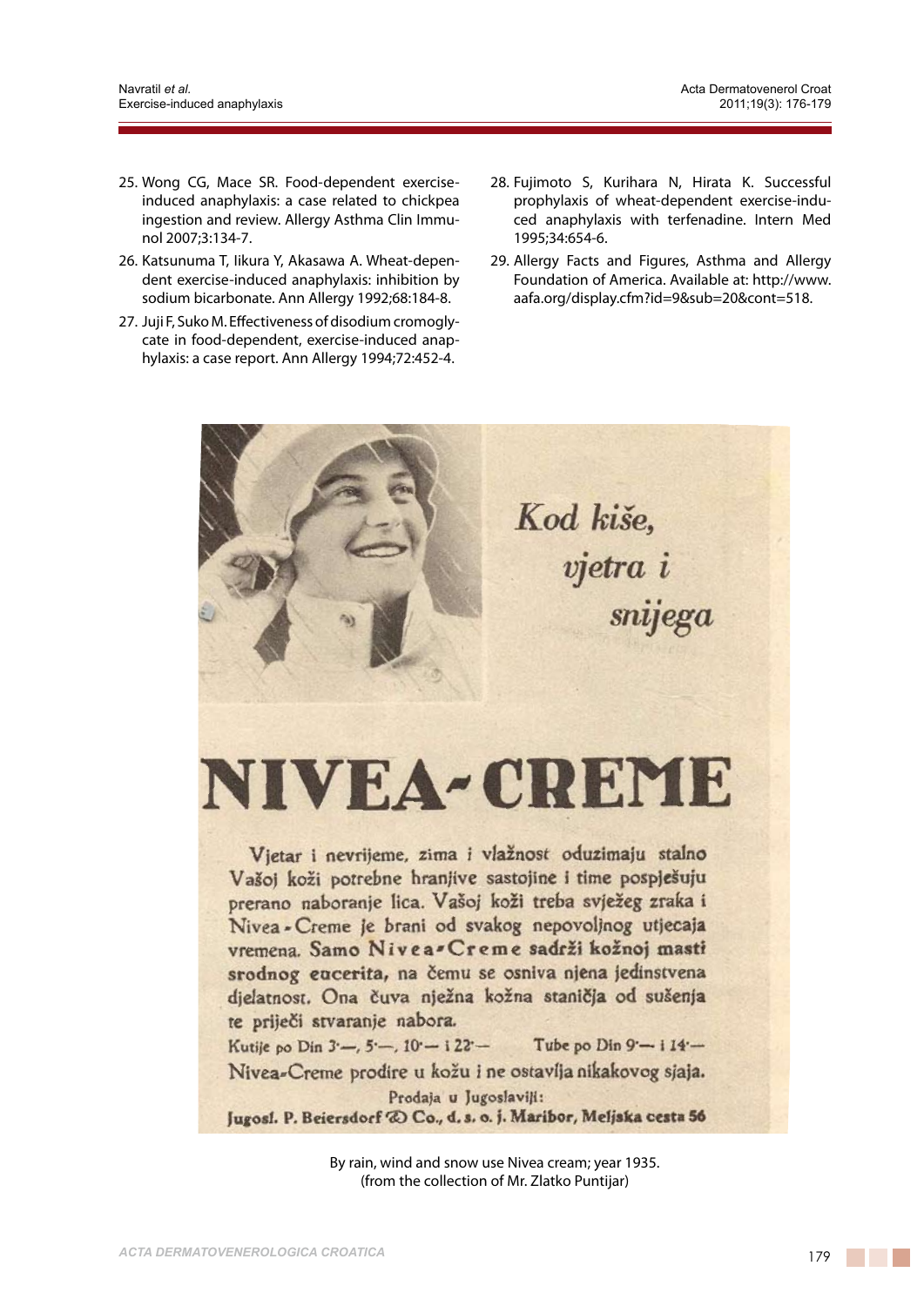25. Wong CG, Mace SR. Food-dependent exercise-induced anaphylaxis: a case related to chickpea ingestion and review. Allergy Asthma Clin Immunol 2007;3:134-7.
26. Katsunuma T, Iikura Y, Akasawa A. Wheat-dependent exercise-induced anaphylaxis: inhibition by sodium bicarbonate. Ann Allergy 1992;68:184-8.
27. Juji F, Suko M. Effectiveness of disodium cromoglycate in food-dependent, exercise-induced anaphylaxis: a case report. Ann Allergy 1994;72:452-4.
28. Fujimoto S, Kurihara N, Hirata K. Successful prophylaxis of wheat-dependent exercise-induced anaphylaxis with terfenadine. Intern Med 1995;34:654-6.
29. Allergy Facts and Figures, Asthma and Allergy Foundation of America. Available at: http://www.aafa.org/display.cfm?id=9&sub=20&cont=518.

*Kod kiše, vjetra i snijega*

**NIVEA-CREME**

Vjetar i nevrijeme, zima i vlažnost oduzimaju stalno Vašoj koži potrebne hranjive sastojine i time pospješuju prerano naboranje lica. Vašoj koži treba svježeg zraka i Nivea-Creme je brani od svakog nepovoljnog utjecaja vremena. Samo **Nivea-Creme sadrži kožnoj masti srodnog eucerita,** na čemu se osniva njena jedinstvena djelatnost. Ona čuva nježna kožna staničja od sušenja te priječi stvaranje nabora.

Kutije po Din 3·—, 5·—, 10·— i 22·— Tube po Din 9·— i 14·—

Nivea-Creme prodire u kožu i ne ostavlja nikakovog sjaja.

Prodaja u Jugoslaviji:

**Jugosl. P. Beiersdorf & Co., d. s. o. j. Maribor, Meljska cesta 56**

By rain, wind and snow use Nivea cream; year 1935.
(from the collection of Mr. Zlatko Puntijar)